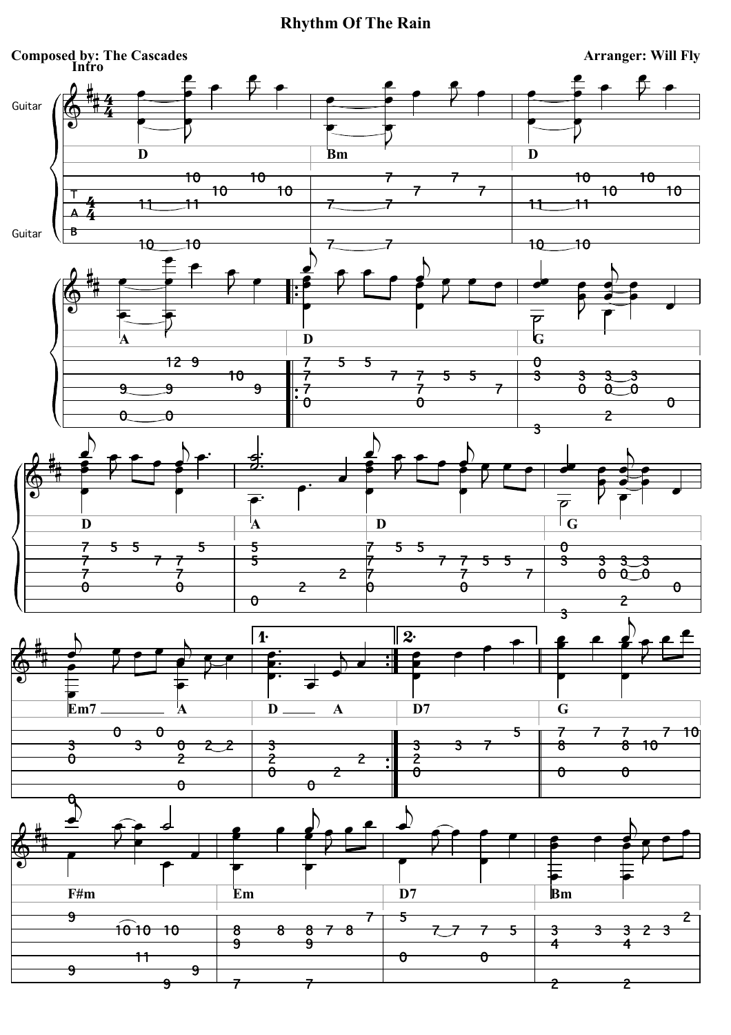# Rhythm Of The Rain

**Composed by: The Cascades**

**Arranger: Will Fly**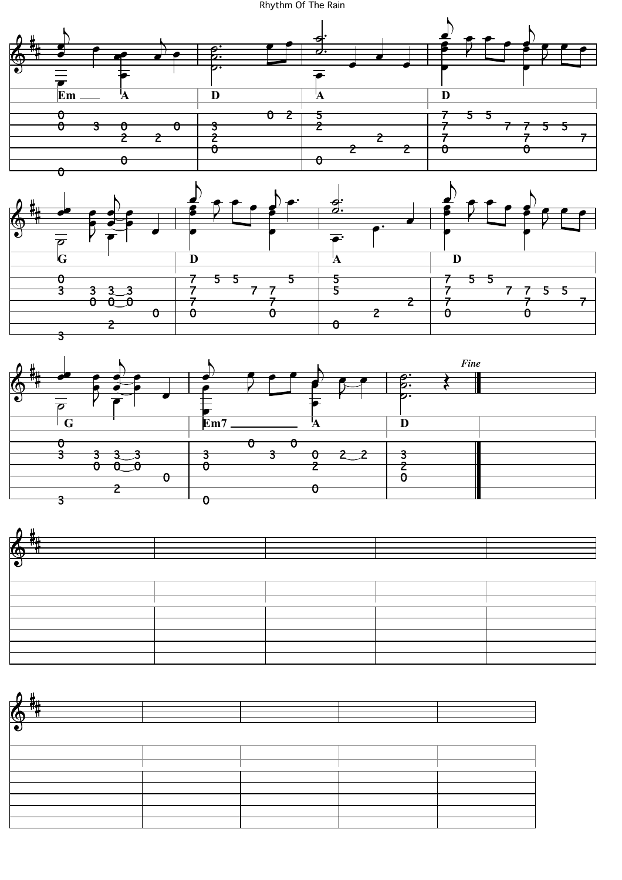Rhythm Of The Rain

Em A | D | A | D

G | D | A | D

G | Em7 A | D

*Fine*